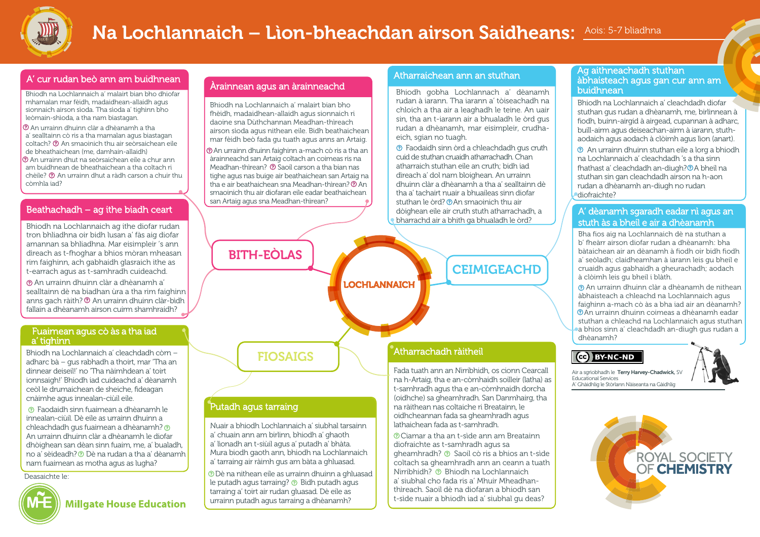# Na Lochlannaich – Lìon-bheachdan airson Saidheans:

Aois: 5-7 bliadhna

## A' cur rudan beò ann am buidhnean

Bhiodh na Lochlannaich a' malairt bian bho dhiofar mhamalan mar fèidh, madaidhean-allaidh agus sionnaich airson sìoda. Tha sìoda a' tighinn bho leòmain-shìoda, a tha nam biastagan.

? An urrainn dhuinn clàr a dhèanamh a tha a' sealltainn cò ris a tha mamalan agus biastagan coltach? ? An smaoinich thu air seòrsaichean eile de bheathaichean (me, damhain-allaidh) ? An urrainn dhut na seòrsaichean eile a chur ann am buidhnean de bheathaichean a tha coltach ri chèile? ? An urrainn dhut a ràdh carson a chuir thu còmhla iad?

## Àrainnean agus an àrainneachd

Bhiodh na Lochlannaich a' malairt bian bho fhèidh, madaidhean-allaidh agus sionnaich ri daoine sna Dùthchannan Meadhan-thìreach airson sìoda agus nithean eile. Bidh beathaichean mar fèidh beò fada gu tuath agus anns an Artaig.

? An urrainn dhuinn faighinn a-mach cò ris a tha an àrainneachd san Artaig coltach an coimeas ris na Meadhan-thìrean? ? Saoil carson a tha bian nas tighe agus nas buige air beathaichean san Artaig na tha e air beathaichean sna Meadhan-thìrean? ? An smaoinich thu air diofaran eile eadar beathaichean san Artaig agus sna Meadhan-thìrean?

## Atharraichean ann an stuthan

Bhiodh gobha Lochlannach a' dèanamh rudan à iarann. Tha iarann a' tòiseachadh na chloich a tha air a leaghadh le teine. An uair sin, tha an t-iarann air a bhualadh le òrd gus rudan a dhèanamh, mar eisimpleir, crudha-eich, sgian no tuagh.

? Faodaidh sinn òrd a chleachdadh gus cruth cuid de stuthan cruaidh atharrachadh. Chan atharraich stuthan eile an cruth; bidh iad dìreach a' dol nam bloighean. An urrainn dhuinn clàr a dhèanamh a tha a' sealltainn dè tha a' tachairt nuair a bhuaileas sinn diofar stuthan le òrd? ? An smaoinich thu air dòighean eile air cruth stuth atharrachadh, a bharrachd air a bhith ga bhualadh le òrd?

## Ag aithneachadh stuthan àbhaisteach agus gan cur ann am buidhnean

Bhiodh na Lochlannaich a' cleachdadh diofar stuthan gus rudan a dhèanamh, me, birlinnean à fiodh, buinn-airgid à airgead, cupannan à adharc, buill-airm agus deiseachan-airm à iarann, stuth-aodaich agus aodach à clòimh agus lìon (anart).

? An urrainn dhuinn stuthan eile a lorg a bhiodh na Lochlannaich a' cleachdadh 's a tha sinn fhathast a' cleachdadh an-diugh? ? A bheil na stuthan sin gan cleachdadh airson na h-aon rudan a dhèanamh an-diugh no rudan diofraichte?

## Beathachadh – ag ithe biadh ceart

Bhiodh na Lochlannaich ag ithe diofar rudan tron bhliadhna oir bidh lusan a' fàs aig diofar amannan sa bhliadhna. Mar eisimpleir 's ann dìreach as t-fhoghar a bhios mòran mheasan rim faighinn, ach gabhaidh glasraich ithe as t-earrach agus as t-samhradh cuideachd.

? An urrainn dhuinn clàr a dhèanamh a' sealltainn dè na biadhan ùra a tha rim faighinn anns gach ràith? ? An urrainn dhuinn clàr-bìdh fallain a dhèanamh airson cuirm shamhraidh?

## A' dèanamh sgaradh eadar nì agus an stuth às a bheil e air a dhèanamh

Bha fios aig na Lochlannaich dè na stuthan a b' fheàrr airson diofar rudan a dhèanamh: bha bàtaichean air an dèanamh à fiodh oir bidh fiodh a' seòladh; claidheamhan à iarann leis gu bheil e cruaidh agus gabhaidh a gheurachadh; aodach à clòimh leis gu bheil i blàth.

? An urrainn dhuinn clàr a dhèanamh de nithean àbhaisteach a chleachd na Lochlannaich agus faighinn a-mach cò às a bha iad air an dèanamh? ? An urrainn dhuinn coimeas a dhèanamh eadar stuthan a chleachd na Lochlannaich agus stuthan a bhios sinn a' cleachdadh an-diugh gus rudan a dhèanamh?

**BITH-EÒLAS** — **LOCHLANNAICH** — **CEIMIGEACHD** — **FIOSAIGS**

## Fuaimean agus cò às a tha iad a' tighinn

Bhiodh na Lochlannaich a' cleachdadh còrn – adharc bà – gus rabhadh a thoirt, mar 'Tha an dinnear deiseil!' no 'Tha nàimhdean a' toirt ionnsaigh!' Bhiodh iad cuideachd a' dèanamh ceòl le drumaichean de sheiche, fìdeagan cnàimhe agus innealan-ciùil eile.

? Faodaidh sinn fuaimean a dhèanamh le innealan-ciùil. Dè eile as urrainn dhuinn a chleachdadh gus fuaimean a dhèanamh? ? An urrainn dhuinn clàr a dhèanamh le diofar dhòighean san dèan sinn fuaim, me, a' bualadh, no a' sèideadh? ? Dè na rudan a tha a' dèanamh nam fuaimean as motha agus as lugha?

## Putadh agus tarraing

Nuair a bhiodh Lochlannaich a' siubhal tarsainn a' chuain ann am birlinn, bhiodh a' ghaoth a' lìonadh an t-siùil agus a' putadh a' bhàta. Mura biodh gaoth ann, bhiodh na Lochlannaich a' tarraing air ràimh gus am bàta a ghluasad.

? Dè na nithean eile as urrainn dhuinn a ghluasad le putadh agus tarraing? ? Bidh putadh agus tarraing a' toirt air rudan gluasad. Dè eile as urrainn putadh agus tarraing a dhèanamh?

## Atharrachadh ràitheil

Fada tuath ann an Nirribhidh, os cionn Cearcall na h-Artaig, tha e an-còmhnaidh soilleir (latha) as t-samhradh agus tha e an-còmhnaidh dorcha (oidhche) sa gheamhradh. San Danmhairg, tha na ràithean nas coltaiche ri Breatainn, le oidhcheannan fada sa gheamhradh agus lathaichean fada as t-samhradh.

? Ciamar a tha an t-sìde ann am Breatainn diofraichte as t-samhradh agus sa gheamhradh? ? Saoil cò ris a bhios an t-sìde coltach sa gheamhradh ann an ceann a tuath Nirribhidh? ? Bhiodh na Lochlannaich a' siubhal cho fada ris a' Mhuir Mheadhan-thìreach. Saoil dè na diofaran a bhiodh san t-sìde nuair a bhiodh iad a' siubhal gu deas?

BY-NC-ND

Air a sgrìobhadh le Terry Harvey-Chadwick, SV Educational Services
A' Ghàidhlig le Stòrlann Nàiseanta na Gàidhlig

Deasaichte le: Millgate House Education

ROYAL SOCIETY OF CHEMISTRY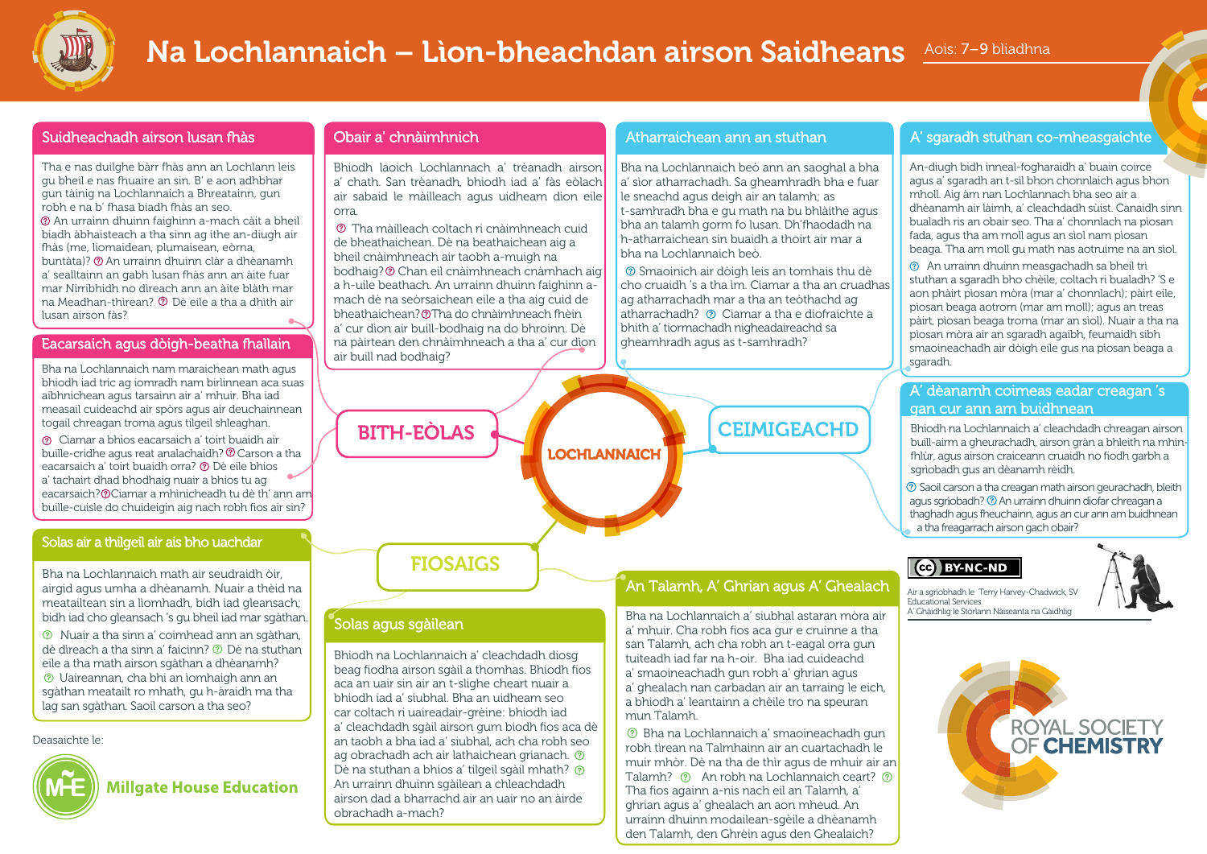# Na Lochlannaich – Lìon-bheachdan airson Saidheans

Aois: 7–9 bliadhna

## Suidheachadh airson lusan fhàs

Tha e nas duilghe bàrr fhàs ann an Lochlann leis gu bheil e nas fhuaire an sin. B' e aon adhbhar gun tàinig na Lochlannaich a Bhreatainn, gun robh e na b' fhasa biadh fhàs ann an seo.

? An urrainn dhuinn faighinn a-mach càit a bheil biadh àbhaisteach a tha sinn ag ithe an-diugh air fhàs (me, liomaidean, plumaisean, eòrna, buntàta)? ? An urrainn dhuinn clàr a dhèanamh a' sealltainn an gabh lusan fhàs ann an àite fuar mar Nirribhidh no dìreach ann an àite blàth mar na Meadhan-thìrean? ? Dè eile a tha a dhìth air lusan airson fàs?

## Eacarsaich agus dòigh-beatha fhallain

Bha na Lochlannaich nam maraichean math agus bhiodh iad tric ag iomradh nam birlinnean aca suas aibhnichean agus tarsainn air a' mhuir. Bha iad measail cuideachd air spòrs agus air deuchainnean togail chreagan troma agus tilgeil shleaghan.

? Ciamar a bhios eacarsaich a' toirt buaidh air buille-cridhe agus reat analachaidh? ? Carson a tha eacarsaich a' toirt buaidh orra? ? Dè eile bhios a' tachairt dhad bhodhaig nuair a bhios tu ag eacarsaich? ? Ciamar a mhìnicheadh tu dè th' ann am buille-cuisle do chuideigin aig nach robh fios air sin?

## Obair a' chnàimhnich

Bhiodh laoich Lochlannach a' trèanadh airson a' chath. San trèanadh, bhiodh iad a' fàs eòlach air sabaid le màilleach agus uidheam dìon eile orra.

? Tha màilleach coltach ri cnàimhneach cuid de bheathaichean. Dè na beathaichean aig a bheil cnàimhneach air taobh a-muigh na bodhaig? ? Chan eil cnàimhneach cnàmhach aig a h-uile beathach. An urrainn dhuinn faighinn a-mach dè na seòrsaichean eile a tha aig cuid de bheathaichean? ? Tha do chnàimhneach fhèin a' cur dìon air buill-bodhaig na do bhroinn. Dè na pàirtean den chnàimhneach a tha a' cur dìon air buill nad bodhaig?

## Atharraichean ann an stuthan

Bha na Lochlannaich beò ann an saoghal a bha a' sìor atharrachadh. Sa gheamhradh bha e fuar le sneachd agus deigh air an talamh; as t-samhradh bha e gu math na bu bhlàithe agus bha an talamh gorm fo lusan. Dh'fhaodadh na h-atharraichean sin buaidh a thoirt air mar a bha na Lochlannaich beò.

? Smaoinich air dòigh leis an tomhais thu dè cho cruaidh 's a tha ìm. Ciamar a tha an cruadhas ag atharrachadh? ? Ciamar a tha e diofraichte a bhith a' tiormachadh nigheadaireachd sa gheamhradh agus as t-samhradh?

## A' sgaradh stuthan co-mheasgaichte

An-diugh bidh inneal-fogharaidh a' buain coirce agus a' sgaradh an t-sìl bhon chonnlaich agus bhon mholl. Aig àm nan Lochlannach bha seo air a dhèanamh air làimh, a' cleachdadh sùist. Canaidh sinn bualadh ris an obair seo. Tha a' chonnlach na pìosan fada, agus tha am moll agus an sìol nam pìosan beaga. Tha am moll gu math nas aotruime na an sìol.

? An urrainn dhuinn measgachadh sa bheil trì stuthan a sgaradh bho chèile, coltach ri bualadh? 'S e aon phàirt pìosan mòra (mar a' chonnlach); pàirt eile, pìosan beaga aotrom (mar am moll); agus an treas pàirt, pìosan beaga troma (mar an sìol). Nuair a tha na pìosan mòra air an sgaradh agaibh, feumaidh sibh smaoineachadh air dòigh eile gus na pìosan beaga a sgaradh.

## A' dèanamh coimeas eadar creagan 's gan cur ann am buidhnean

Bhiodh na Lochlannaich a' cleachdadh chreagan airson buill-airm a gheurachadh, airson gràn a bhleith na mhin-fhlùr, agus airson craiceann cruaidh no fiodh garbh a sgrìobadh gus an dèanamh rèidh.

? Saoil carson a tha creagan math airson geurachadh, bleith agus sgrìobadh? ? An urrainn dhuinn diofar chreagan a thaghadh agus fheuchainn, agus an cur ann am buidhnean a tha freagarrach airson gach obair?

## Solas air a thilgeil air ais bho uachdar

Bha na Lochlannaich math air seudraidh òir, airgid agus umha a dhèanamh. Nuair a thèid na meatailtean sin a lìomhadh, bidh iad gleansach; bidh iad cho gleansach 's gu bheil iad mar sgàthan.

? Nuair a tha sinn a' coimhead ann an sgàthan, dè dìreach a tha sinn a' faicinn? ? Dè na stuthan eile a tha math airson sgàthan a dhèanamh? ? Uaireannan, cha bhi an ìomhaigh ann an sgàthan meatailt ro mhath, gu h-àraidh ma tha lag san sgàthan. Saoil carson a tha seo?

## Solas agus sgàilean

Bhiodh na Lochlannaich a' cleachdadh diosg beag fiodha airson sgàil a thomhas. Bhiodh fios aca an uair sin air an t-slighe cheart nuair a bhiodh iad a' siubhal. Bha an uidheam seo car coltach ri uaireadair-grèine: bhiodh iad a' cleachdadh sgàil airson gum biodh fios aca dè an taobh a bha iad a' siubhal, ach cha robh seo ag obrachadh ach air lathaichean grianach. ? Dè na stuthan a bhios a' tilgeil sgàil mhath? ? An urrainn dhuinn sgàilean a chleachdadh airson dad a bharrachd air an uair no an àirde obrachadh a-mach?

## An Talamh, A' Ghrian agus A' Ghealach

Bha na Lochlannaich a' siubhal astaran mòra air a' mhuir. Cha robh fios aca gur e cruinne a tha san Talamh, ach cha robh an t-eagal orra gun tuiteadh iad far na h-oir. Bha iad cuideachd a' smaoineachadh gun robh a' ghrian agus a' ghealach nan carbadan air an tarraing le eich, a bhiodh a' leantainn a chèile tro na speuran mun Talamh.

? Bha na Lochlannaich a' smaoineachadh gun robh tìrean na Talmhainn air an cuartachadh le muir mhòr. Dè na tha de thìr agus de mhuir air an Talamh? ? An robh na Lochlannaich ceart? ? Tha fios againn a-nis nach eil an Talamh, a' ghrian agus a' ghealach an aon mheud. An urrainn dhuinn modailean-sgèile a dhèanamh den Talamh, den Ghrèin agus den Ghealaich?

BITH-EÒLAS — LOCHLANNAICH — CEIMIGEACHD — FIOSAIGS

Deasaichte le: Millgate House Education

BY-NC-ND

Air a sgrìobhadh le Terry Harvey-Chadwick, SV Educational Services
A' Ghàidhlig le Stòrlann Nàiseanta na Gàidhlig

ROYAL SOCIETY OF CHEMISTRY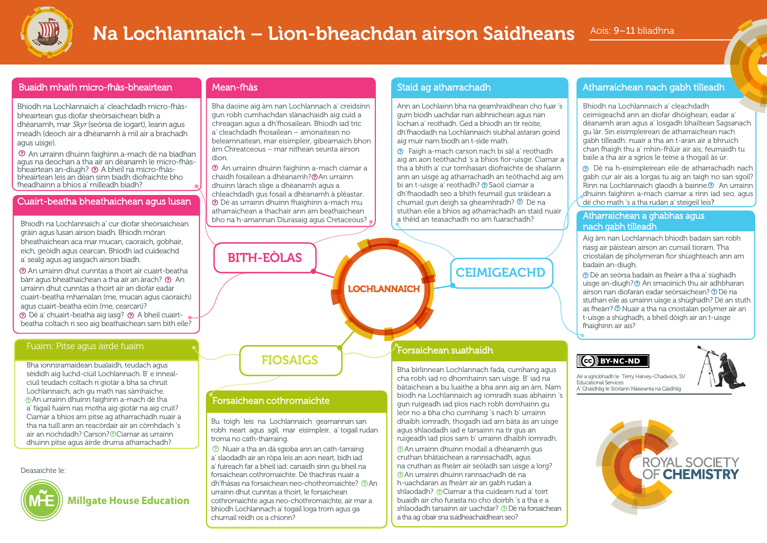# Na Lochlannaich – Lìon-bheachdan airson Saidheans

Aois: 9–11 bliadhna

## Buaidh mhath micro-fhàs-bheairtean

Bhiodh na Lochlannaich a' cleachdadh micro-fhàs-bheairtean gus diofar sheòrsaichean bidh a dhèanamh, mar *Skyr* (seòrsa de iogart), leann agus meadh (deoch air a dhèanamh à mil air a brachadh agus uisge).

? An urrainn dhuinn faighinn a-mach dè na biadhan agus na deochan a tha air an dèanamh le micro-fhàs-bheairtean an-diugh? ? A bheil na micro-fhàs-bheairtean leis an dèan sinn biadh diofraichte bho fheadhainn a bhios a' milleadh biadh?

## Cuairt-beatha bheathaichean agus lusan

Bhiodh na Lochlannaich a' cur diofar sheòrsaichean gràin agus lusan airson biadh. Bhiodh mòran bheathaichean aca mar mucan, caoraich, gobhair, eich, geòidh agus cearcan. Bhiodh iad cuideachd a' sealg agus ag iasgach airson biadh.

? An urrainn dhut cunntas a thoirt air cuairt-beatha bàrr agus bheathaichean a tha air an àrach? ? An urrainn dhut cunntas a thoirt air diofar eadar cuairt-beatha mhamalan (me, mucan agus caoraich) agus cuairt-beatha eòin (me, cearcan)? ? Dè a' chuairt-beatha aig iasg? ? A bheil cuairt-beatha coltach ri seo aig beathaichean sam bith eile?

## Mean-fhàs

Bha daoine aig àm nan Lochlannach a' creidsinn gun robh cumhachdan slànachaidh aig cuid a chreagan agus a dh'fhosailean. Bhiodh iad tric a' cleachdadh fhosailean – amonaitean no beleamnaitean, mar eisimpleir, gibearnaich bhon àm Chreatceous – mar nithean seunta airson dìon.

? An urrainn dhuinn faighinn a-mach ciamar a chaidh fosailean a dhèanamh? ? An urrainn dhuinn làrach slige a dhèanamh agus a chleachdadh gus fosail a dhèanamh à plèastar. ? Dè as urrainn dhuinn fhaighinn a-mach mu atharraichean a thachair ann am beathaichean bho na h-amannan Diurasaig agus Cretaceous?

## BITH-EÒLAS

## LOCHLANNAICH

## Staid ag atharrachadh

Ann an Lochlainn bha na geamhraidhean cho fuar 's gum biodh uachdar nan aibhnichean agus nan lochan a' reothadh. Ged a bhiodh an tìr reòite, dh'fhaodadh na Lochlannaich siubhal astaran goirid aig muir nam biodh an t-side math.

? Faigh a-mach carson nach bi sàl a' reothadh aig an aon teòthachd 's a bhios fìor-uisge. Ciamar a tha a bhith a' cur tomhasan diofraichte de shalann ann an uisge ag atharrachadh an teòthachd aig am bi an t-uisge a' reothadh? ? Saoil ciamar a dh'fhaodadh seo a bhith feumail gus sràidean a chumail gun deigh sa gheamhradh? ? Dè na stuthan eile a bhios ag atharrachadh an staid nuair a thèid an teasachadh no am fuarachadh?

## Atharraichean nach gabh tilleadh

Bhiodh na Lochlannaich a' cleachdadh ceimigeachd ann an diofar dhòighean, eadar a' dèanamh aran agus a' losgadh bhailtean Sagsanach gu làr. Sin eisimpleirean de atharraichean nach gabh tilleadh: nuair a tha an t-aran air a bhruich chan fhaigh thu a' mhin-fhlùir air ais; feumaidh tu baile a tha air a sgrios le teine a thogail às ùr.

? Dè na h-eisimpleirean eile de atharrachadh nach gabh cur air ais a lorgas tu aig an taigh no san sgoil? Rinn na Lochlannaich glaodh à bainne. ? An urrainn dhuinn faighinn a-mach ciamar a rinn iad seo, agus dè cho math 's a tha a rudan a' steigeil leis?

## CEIMIGEACHD

## Atharraichean a ghabhas agus nach gabh tilleadh

Aig àm nan Lochlannach bhiodh badain san robh riasg air pàistean airson an cumail tioram. Tha criostalan de pholymeran fìor shùighteach ann am badain an-diugh.

? Dè an seòrsa badain as fheàrr a tha a' sùghadh uisge an-diugh? ? An smaoinich thu air adhbharan airson nan diofaran eadar seòrsaichean? ? Dè na stuthan eile as urrainn uisge a shùghadh? Dè an stuth as fheàrr? ? Nuair a tha na criostalan polymer air an t-uisge a shùghadh, a bheil dòigh air an t-uisge fhaighinn air ais?

## Fuaim: Pitse agus àirde fuaim

Bha ionnsramaidean bualaidh, teudach agus sèididh aig luchd-ciùil Lochlannach. B' e inneal-ciùil teudach coltach ri giotàr a bha sa chruit Lochlannach, ach gu math nas sàmhaiche.

? An urrainn dhuinn faighinn a-mach dè tha a' fàgail fuaim nas motha aig giotàr na aig cruit? Ciamar a bhios am pitse ag atharrachadh nuair a tha na tuill ann an reacòrdair air an còmhdach 's air an nochdadh? Carson? ? Ciamar as urrainn dhuinn pitse agus àirde druma atharrachadh?

## FIOSAIGS

## Forsaichean cothromaichte

Bu toigh leis na Lochlannaich geamannan san robh neart agus sgil, mar eisimpleir, a' togail rudan troma no cath-tharraing.

? Nuair a tha an dà sgioba ann an cath-tarraing a' slaodadh air an ròpa leis an aon neart, bidh iad a' fuireach far a bheil iad: canaidh sinn gu bheil na forsaichean cothromaichte. Dè thachras nuair a dh'fhàsas na forsaichean neo-chothromaichte? ? An urrainn dhut cunntas a thoirt, le forsaichean cothromaichte agus neo-chothromaichte, air mar a bhiodh Lochlannach a' togail loga trom agus ga chumail rèidh os a chionn?

## Forsaichean suathaidh

Bha birlinnean Lochlannach fada, cumhang agus cha robh iad ro dhomhainn san uisge. B' iad na bàtaichean a bu luaithe a bha ann aig an àm. Nam biodh na Lochlannaich ag iomradh suas abhainn 's gun ruigeadh iad pìos nach robh domhainn gu leòr no a bha cho cumhang 's nach b' urrainn dhaibh iomradh, thogadh iad am bàta às an uisge agus shlaodadh iad e tarsainn na tìr gus an ruigeadh iad pìos sam b' urrainn dhaibh iomradh.

? An urrainn dhuinn modail a dhèanamh gus cruthan bhàtaichean a rannsachadh, agus na cruthan as fheàrr air seòladh san uisge a lorg? ? An urrainn dhuinn rannsachadh dè na h-uachdaran as fheàrr air an gabh rudan a shlaodadh? ? Ciamar a cuideam rud a' toirt buaidh air cho furasta no cho doirbh 's a tha e a shlaodadh tarsainn air uachdar? ? Dè na forsaichean a tha ag obair sna suidheachaidhean seo?

CC BY-NC-ND

Air a sgrìobhadh le Terry Harvey-Chadwick, SV Educational Services
A' Ghàidhlig le Stòrlann Nàiseanta na Gàidhlig

Deasaichte le:

Millgate House Education

ROYAL SOCIETY OF CHEMISTRY